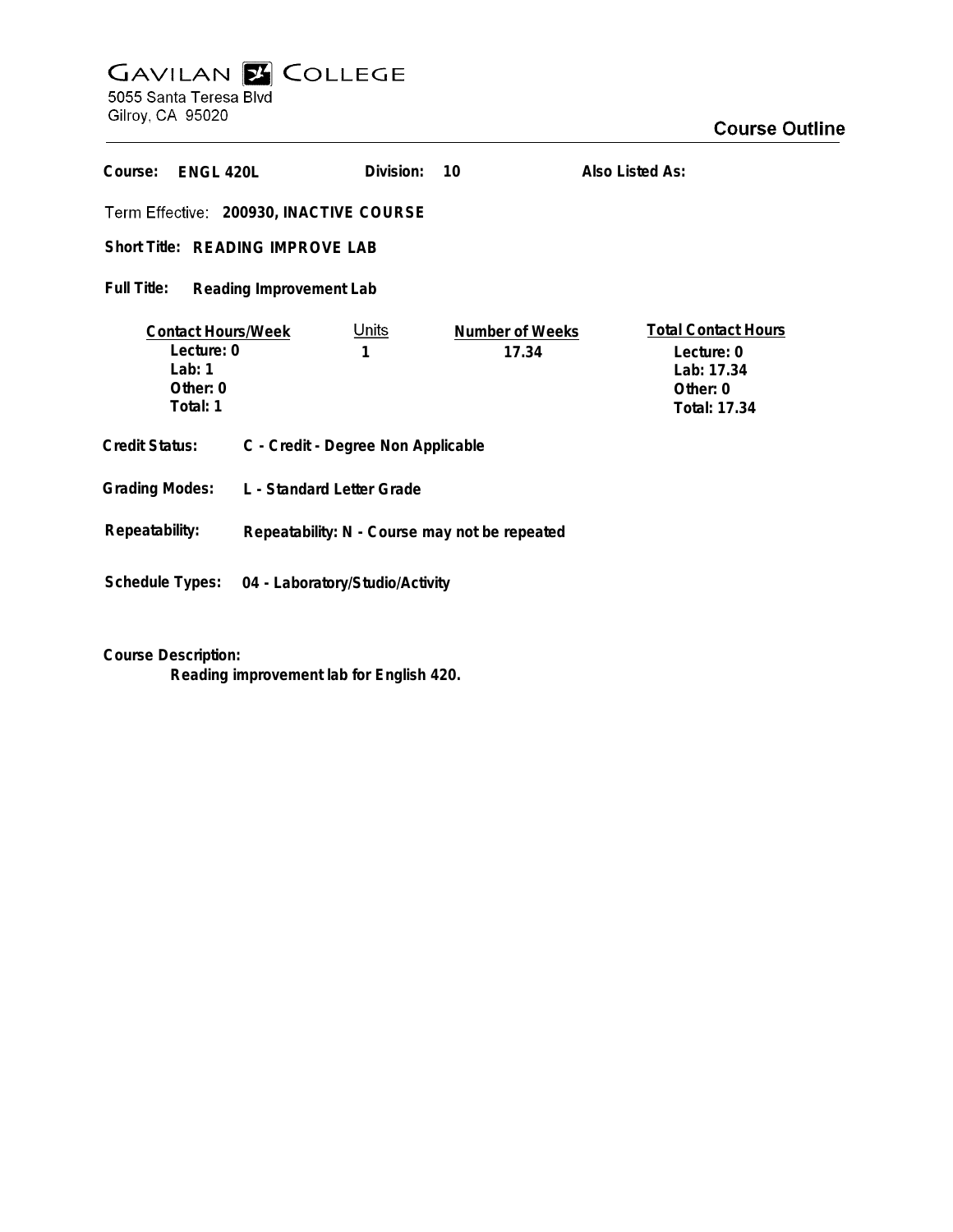# GAVILAN COLLEGE

5055 Santa Teresa Blvd
Gilroy, CA 95020

## Course Outline

**Course:** ENGL 420L **Division:** 10 **Also Listed As:**

**Term Effective:** 200930, INACTIVE COURSE

**Short Title:** READING IMPROVE LAB

**Full Title:** Reading Improvement Lab

| Contact Hours/Week | Units | Number of Weeks | Total Contact Hours |
|---|---|---|---|
| Lecture: 0 | 1 | 17.34 | Lecture: 0 |
| Lab: 1 | | | Lab: 17.34 |
| Other: 0 | | | Other: 0 |
| Total: 1 | | | Total: 17.34 |

**Credit Status:** C - Credit - Degree Non Applicable

**Grading Modes:** L - Standard Letter Grade

**Repeatability:** Repeatability: N - Course may not be repeated

**Schedule Types:** 04 - Laboratory/Studio/Activity

**Course Description:**

Reading improvement lab for English 420.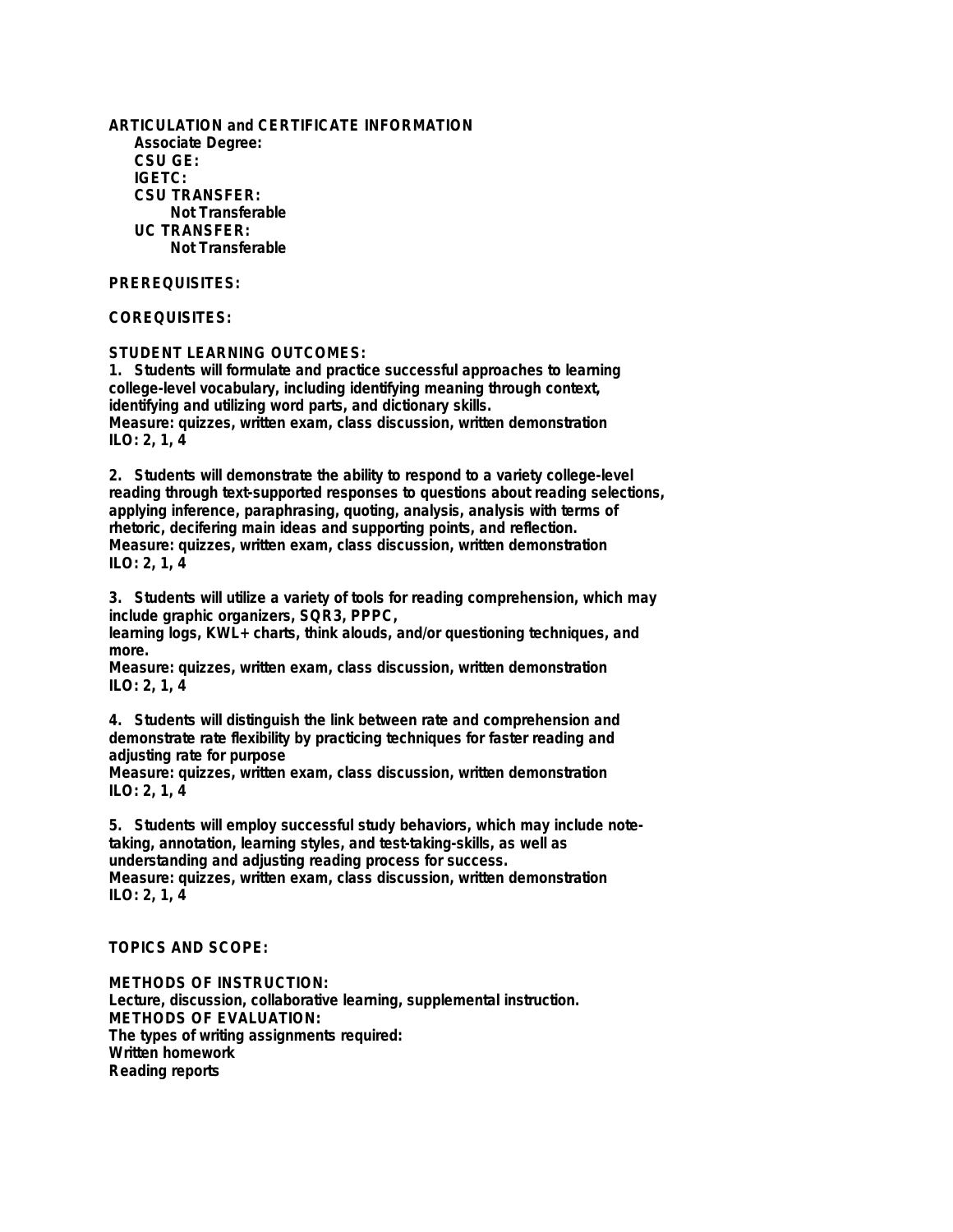**ARTICULATION and CERTIFICATE INFORMATION**

**Associate Degree:**

**CSU GE:**

**IGETC:**

**CSU TRANSFER:**

**Not Transferable**

**UC TRANSFER:**

**Not Transferable**

**PREREQUISITES:**

**COREQUISITES:**

**STUDENT LEARNING OUTCOMES:**

1. Students will formulate and practice successful approaches to learning college-level vocabulary, including identifying meaning through context, identifying and utilizing word parts, and dictionary skills.
Measure: quizzes, written exam, class discussion, written demonstration
ILO: 2, 1, 4

2. Students will demonstrate the ability to respond to a variety college-level reading through text-supported responses to questions about reading selections, applying inference, paraphrasing, quoting, analysis, analysis with terms of rhetoric, decifering main ideas and supporting points, and reflection.
Measure: quizzes, written exam, class discussion, written demonstration
ILO: 2, 1, 4

3. Students will utilize a variety of tools for reading comprehension, which may include graphic organizers, SQR3, PPPC,
learning logs, KWL+ charts, think alouds, and/or questioning techniques, and more.
Measure: quizzes, written exam, class discussion, written demonstration
ILO: 2, 1, 4

4. Students will distinguish the link between rate and comprehension and demonstrate rate flexibility by practicing techniques for faster reading and adjusting rate for purpose
Measure: quizzes, written exam, class discussion, written demonstration
ILO: 2, 1, 4

5. Students will employ successful study behaviors, which may include note-taking, annotation, learning styles, and test-taking-skills, as well as understanding and adjusting reading process for success.
Measure: quizzes, written exam, class discussion, written demonstration
ILO: 2, 1, 4

**TOPICS AND SCOPE:**

**METHODS OF INSTRUCTION:**
Lecture, discussion, collaborative learning, supplemental instruction.

**METHODS OF EVALUATION:**
The types of writing assignments required:
Written homework
Reading reports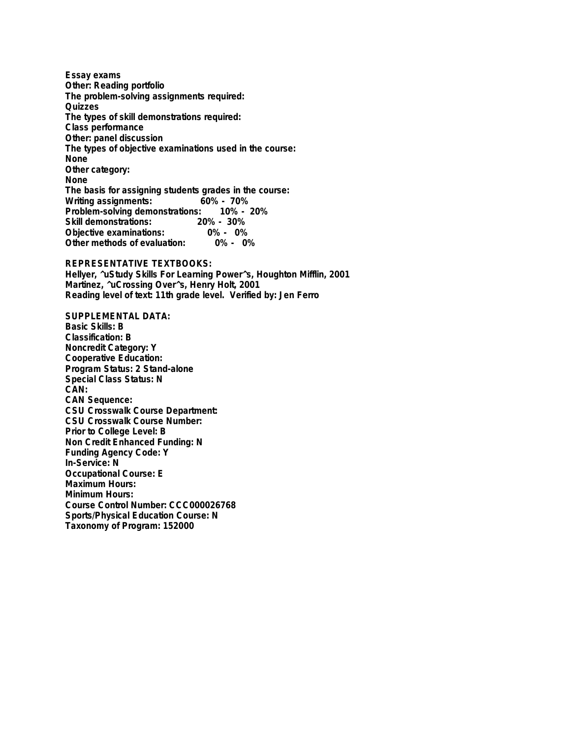Essay exams
Other: Reading portfolio
The problem-solving assignments required:
Quizzes
The types of skill demonstrations required:
Class performance
Other: panel discussion
The types of objective examinations used in the course:
None
Other category:
None
The basis for assigning students grades in the course:

| | |
|---|---|
| Writing assignments: | 60% - 70% |
| Problem-solving demonstrations: | 10% - 20% |
| Skill demonstrations: | 20% - 30% |
| Objective examinations: | 0% - 0% |
| Other methods of evaluation: | 0% - 0% |

**REPRESENTATIVE TEXTBOOKS:**
Hellyer, ^uStudy Skills For Learning Power^s, Houghton Mifflin, 2001
Martinez, ^uCrossing Over^s, Henry Holt, 2001
Reading level of text: 11th grade level. Verified by: Jen Ferro

**SUPPLEMENTAL DATA:**
Basic Skills: B
Classification: B
Noncredit Category: Y
Cooperative Education:
Program Status: 2 Stand-alone
Special Class Status: N
CAN:
CAN Sequence:
CSU Crosswalk Course Department:
CSU Crosswalk Course Number:
Prior to College Level: B
Non Credit Enhanced Funding: N
Funding Agency Code: Y
In-Service: N
Occupational Course: E
Maximum Hours:
Minimum Hours:
Course Control Number: CCC000026768
Sports/Physical Education Course: N
Taxonomy of Program: 152000